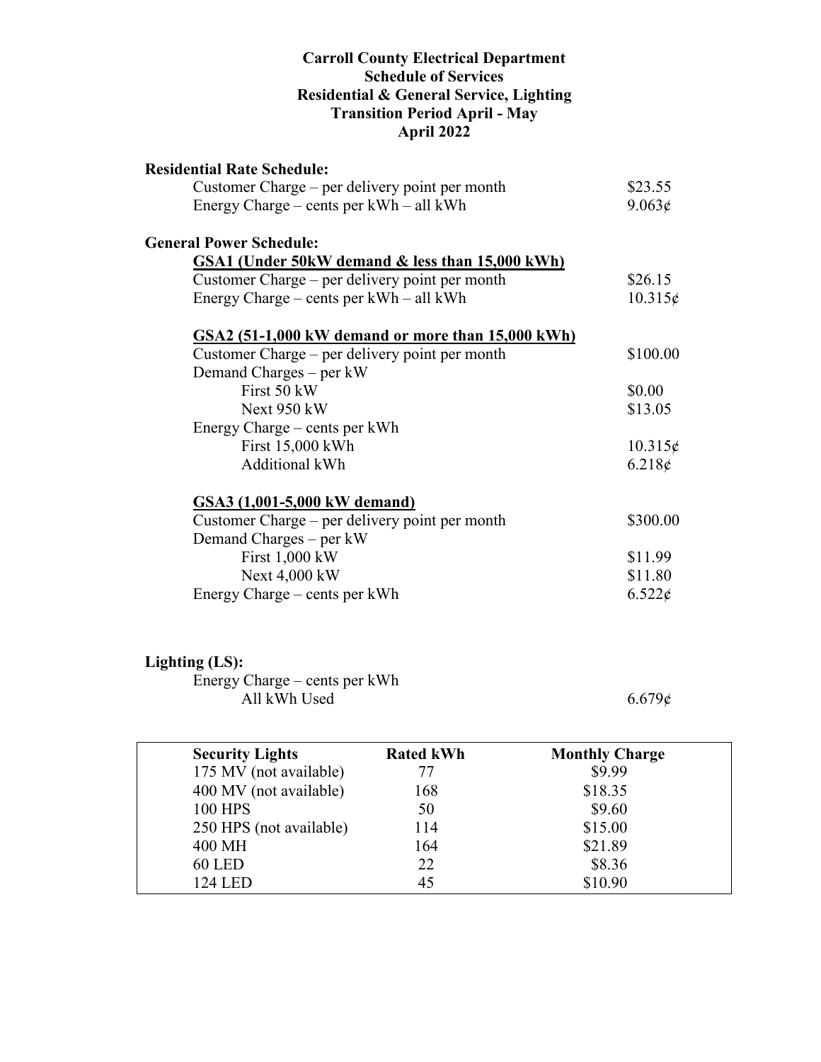# Carroll County Electrical Department
## Schedule of Services
## Residential & General Service, Lighting
## Transition Period April - May
## April 2022

**Residential Rate Schedule:**

| | |
|---|---|
| Customer Charge – per delivery point per month | \$23.55 |
| Energy Charge – cents per kWh – all kWh | 9.063¢ |

**General Power Schedule:**

**GSA1 (Under 50kW demand & less than 15,000 kWh)**

| | |
|---|---|
| Customer Charge – per delivery point per month | \$26.15 |
| Energy Charge – cents per kWh – all kWh | 10.315¢ |

**GSA2 (51-1,000 kW demand or more than 15,000 kWh)**

| | |
|---|---|
| Customer Charge – per delivery point per month | \$100.00 |
| Demand Charges – per kW | |
| First 50 kW | \$0.00 |
| Next 950 kW | \$13.05 |
| Energy Charge – cents per kWh | |
| First 15,000 kWh | 10.315¢ |
| Additional kWh | 6.218¢ |

**GSA3 (1,001-5,000 kW demand)**

| | |
|---|---|
| Customer Charge – per delivery point per month | \$300.00 |
| Demand Charges – per kW | |
| First 1,000 kW | \$11.99 |
| Next 4,000 kW | \$11.80 |
| Energy Charge – cents per kWh | 6.522¢ |

**Lighting (LS):**

| | |
|---|---|
| Energy Charge – cents per kWh | |
| All kWh Used | 6.679¢ |

| Security Lights | Rated kWh | Monthly Charge |
|---|---|---|
| 175 MV (not available) | 77 | \$9.99 |
| 400 MV (not available) | 168 | \$18.35 |
| 100 HPS | 50 | \$9.60 |
| 250 HPS (not available) | 114 | \$15.00 |
| 400 MH | 164 | \$21.89 |
| 60 LED | 22 | \$8.36 |
| 124 LED | 45 | \$10.90 |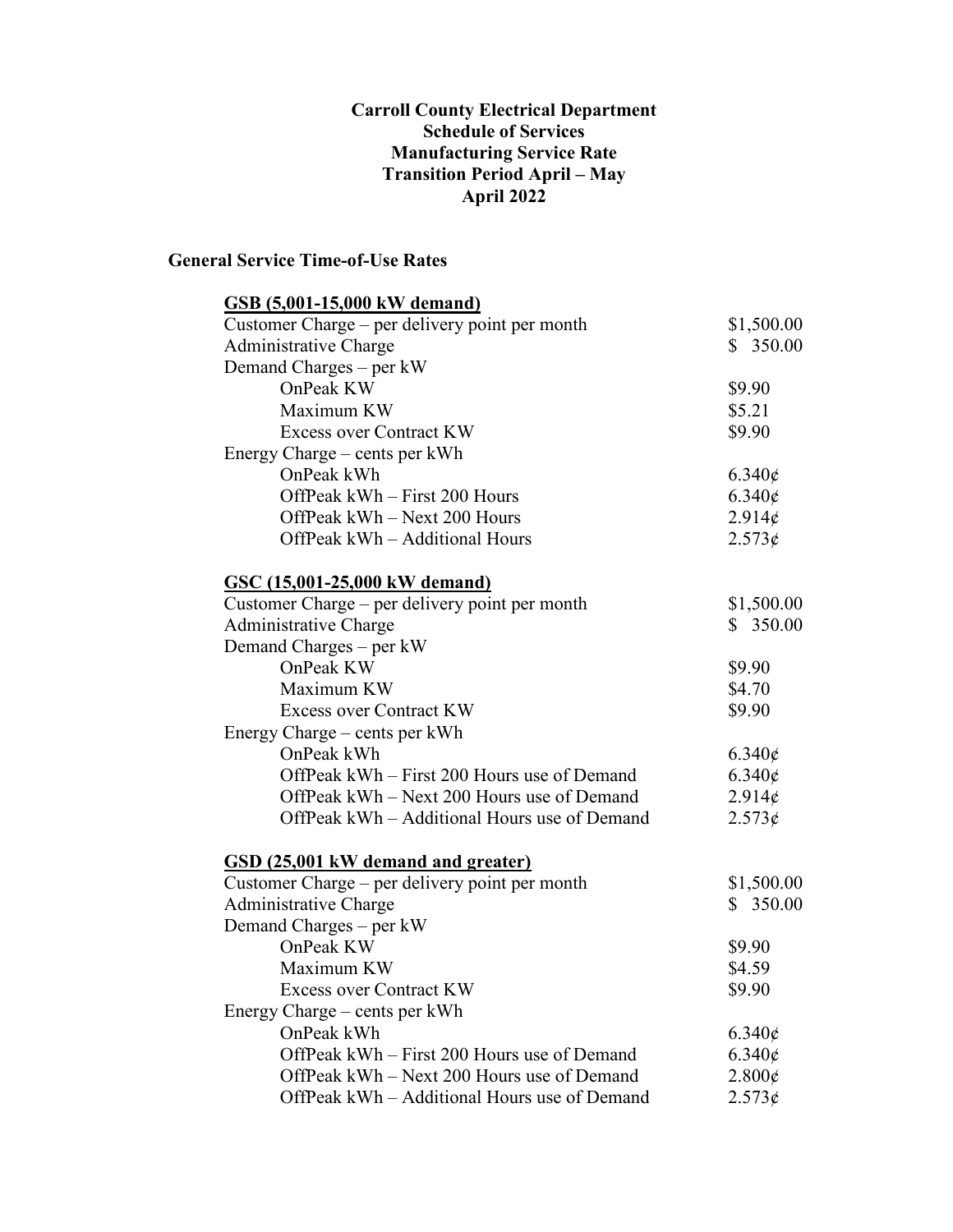**Carroll County Electrical Department**
**Schedule of Services**
**Manufacturing Service Rate**
**Transition Period April – May**
**April 2022**

## General Service Time-of-Use Rates

### GSB (5,001-15,000 kW demand)

| | |
|---|---|
| Customer Charge – per delivery point per month | $1,500.00 |
| Administrative Charge | $ 350.00 |
| Demand Charges – per kW | |
| OnPeak KW | $9.90 |
| Maximum KW | $5.21 |
| Excess over Contract KW | $9.90 |
| Energy Charge – cents per kWh | |
| OnPeak kWh | 6.340¢ |
| OffPeak kWh – First 200 Hours | 6.340¢ |
| OffPeak kWh – Next 200 Hours | 2.914¢ |
| OffPeak kWh – Additional Hours | 2.573¢ |

### GSC (15,001-25,000 kW demand)

| | |
|---|---|
| Customer Charge – per delivery point per month | $1,500.00 |
| Administrative Charge | $ 350.00 |
| Demand Charges – per kW | |
| OnPeak KW | $9.90 |
| Maximum KW | $4.70 |
| Excess over Contract KW | $9.90 |
| Energy Charge – cents per kWh | |
| OnPeak kWh | 6.340¢ |
| OffPeak kWh – First 200 Hours use of Demand | 6.340¢ |
| OffPeak kWh – Next 200 Hours use of Demand | 2.914¢ |
| OffPeak kWh – Additional Hours use of Demand | 2.573¢ |

### GSD (25,001 kW demand and greater)

| | |
|---|---|
| Customer Charge – per delivery point per month | $1,500.00 |
| Administrative Charge | $ 350.00 |
| Demand Charges – per kW | |
| OnPeak KW | $9.90 |
| Maximum KW | $4.59 |
| Excess over Contract KW | $9.90 |
| Energy Charge – cents per kWh | |
| OnPeak kWh | 6.340¢ |
| OffPeak kWh – First 200 Hours use of Demand | 6.340¢ |
| OffPeak kWh – Next 200 Hours use of Demand | 2.800¢ |
| OffPeak kWh – Additional Hours use of Demand | 2.573¢ |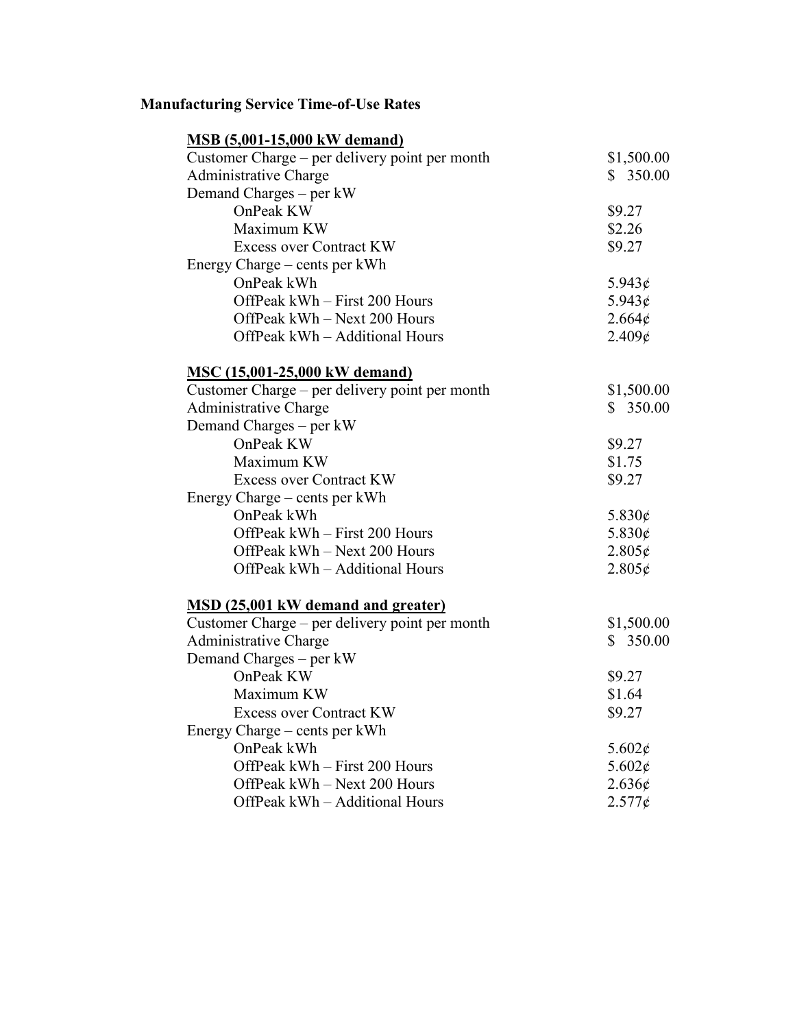**Manufacturing Service Time-of-Use Rates**

**MSB (5,001-15,000 kW demand)**

| | |
|---|---|
| Customer Charge – per delivery point per month | $1,500.00 |
| Administrative Charge | $ 350.00 |
| Demand Charges – per kW | |
| OnPeak KW | $9.27 |
| Maximum KW | $2.26 |
| Excess over Contract KW | $9.27 |
| Energy Charge – cents per kWh | |
| OnPeak kWh | 5.943¢ |
| OffPeak kWh – First 200 Hours | 5.943¢ |
| OffPeak kWh – Next 200 Hours | 2.664¢ |
| OffPeak kWh – Additional Hours | 2.409¢ |

**MSC (15,001-25,000 kW demand)**

| | |
|---|---|
| Customer Charge – per delivery point per month | $1,500.00 |
| Administrative Charge | $ 350.00 |
| Demand Charges – per kW | |
| OnPeak KW | $9.27 |
| Maximum KW | $1.75 |
| Excess over Contract KW | $9.27 |
| Energy Charge – cents per kWh | |
| OnPeak kWh | 5.830¢ |
| OffPeak kWh – First 200 Hours | 5.830¢ |
| OffPeak kWh – Next 200 Hours | 2.805¢ |
| OffPeak kWh – Additional Hours | 2.805¢ |

**MSD (25,001 kW demand and greater)**

| | |
|---|---|
| Customer Charge – per delivery point per month | $1,500.00 |
| Administrative Charge | $ 350.00 |
| Demand Charges – per kW | |
| OnPeak KW | $9.27 |
| Maximum KW | $1.64 |
| Excess over Contract KW | $9.27 |
| Energy Charge – cents per kWh | |
| OnPeak kWh | 5.602¢ |
| OffPeak kWh – First 200 Hours | 5.602¢ |
| OffPeak kWh – Next 200 Hours | 2.636¢ |
| OffPeak kWh – Additional Hours | 2.577¢ |